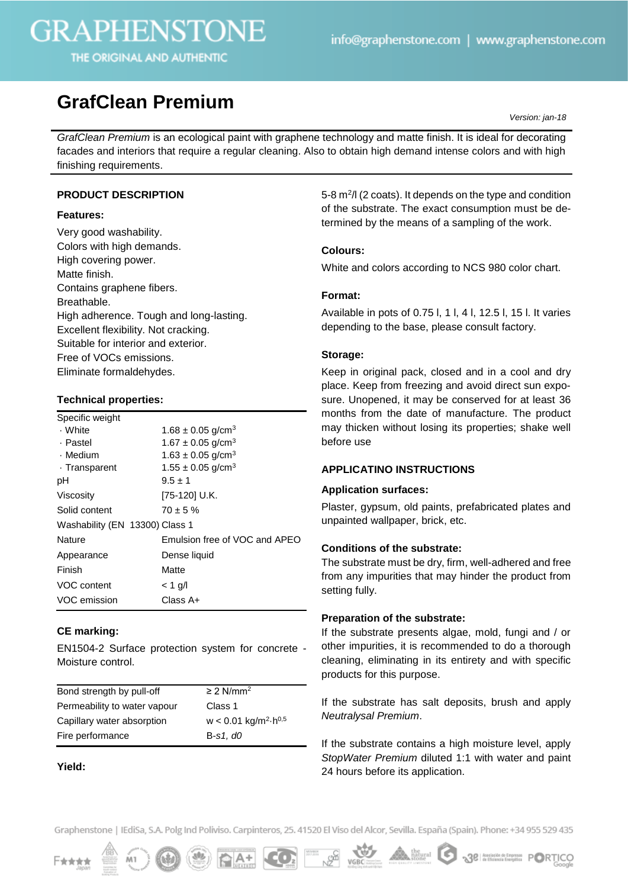# GrafClean Premium

*Version: jan-18*

*GrafClean Premium* is an ecological paint with graphene technology and matte finish. It is ideal for decorating facades and interiors that require a regular cleaning. Also to obtain high demand intense colors and with high finishing requirements.

## PRODUCT DESCRIPTION

### Features:

Very good washability.
Colors with high demands.
High covering power.
Matte finish.
Contains graphene fibers.
Breathable.
High adherence. Tough and long-lasting.
Excellent flexibility. Not cracking.
Suitable for interior and exterior.
Free of VOCs emissions.
Eliminate formaldehydes.

### Technical properties:

| Property | Value |
|---|---|
| Specific weight | |
| · White | $1.68 \pm 0.05$ g/cm$^3$ |
| · Pastel | $1.67 \pm 0.05$ g/cm$^3$ |
| · Medium | $1.63 \pm 0.05$ g/cm$^3$ |
| · Transparent | $1.55 \pm 0.05$ g/cm$^3$ |
| pH | $9.5 \pm 1$ |
| Viscosity | [75-120] U.K. |
| Solid content | $70 \pm 5$ % |
| Washability (EN 13300) | Class 1 |
| Nature | Emulsion free of VOC and APEO |
| Appearance | Dense liquid |
| Finish | Matte |
| VOC content | < 1 g/l |
| VOC emission | Class A+ |

### CE marking:

EN1504-2 Surface protection system for concrete - Moisture control.

| Property | Value |
|---|---|
| Bond strength by pull-off | ≥ 2 N/mm$^2$ |
| Permeability to water vapour | Class 1 |
| Capillary water absorption | w < 0.01 kg/m$^2$·h$^{0.5}$ |
| Fire performance | B-*s1, d0* |

### Yield:

5-8 m$^2$/l (2 coats). It depends on the type and condition of the substrate. The exact consumption must be determined by the means of a sampling of the work.

### Colours:

White and colors according to NCS 980 color chart.

### Format:

Available in pots of 0.75 l, 1 l, 4 l, 12.5 l, 15 l. It varies depending to the base, please consult factory.

### Storage:

Keep in original pack, closed and in a cool and dry place. Keep from freezing and avoid direct sun exposure. Unopened, it may be conserved for at least 36 months from the date of manufacture. The product may thicken without losing its properties; shake well before use

## APPLICATINO INSTRUCTIONS

### Application surfaces:

Plaster, gypsum, old paints, prefabricated plates and unpainted wallpaper, brick, etc.

### Conditions of the substrate:

The substrate must be dry, firm, well-adhered and free from any impurities that may hinder the product from setting fully.

### Preparation of the substrate:

If the substrate presents algae, mold, fungi and / or other impurities, it is recommended to do a thorough cleaning, eliminating in its entirety and with specific products for this purpose.

If the substrate has salt deposits, brush and apply *Neutralysal Premium*.

If the substrate contains a high moisture level, apply *StopWater Premium* diluted 1:1 with water and paint 24 hours before its application.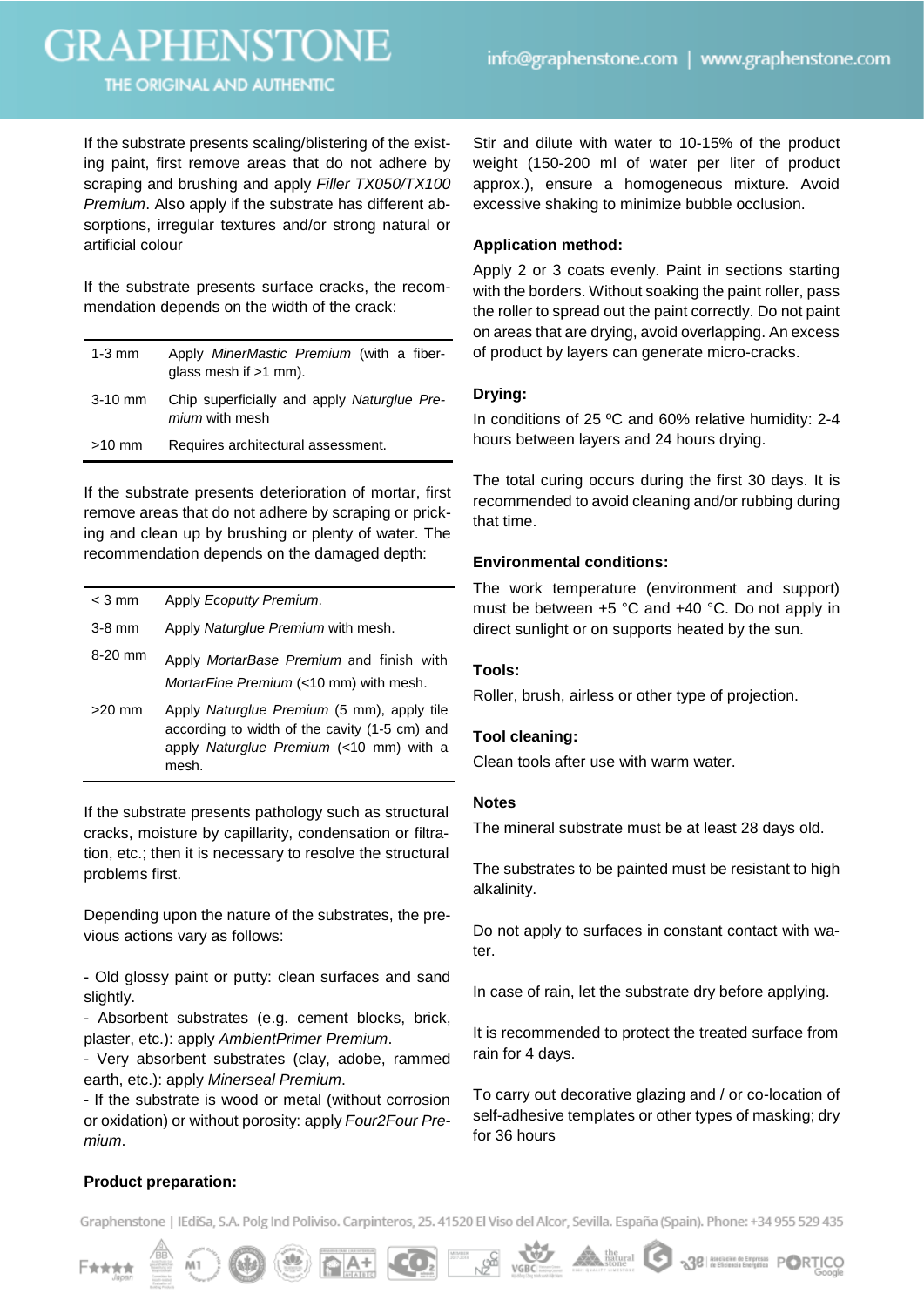If the substrate presents scaling/blistering of the existing paint, first remove areas that do not adhere by scraping and brushing and apply *Filler TX050/TX100 Premium*. Also apply if the substrate has different absorptions, irregular textures and/or strong natural or artificial colour

If the substrate presents surface cracks, the recommendation depends on the width of the crack:

| | |
|---|---|
| 1-3 mm | Apply *MinerMastic Premium* (with a fiberglass mesh if >1 mm). |
| 3-10 mm | Chip superficially and apply *Naturglue Premium* with mesh |
| >10 mm | Requires architectural assessment. |

If the substrate presents deterioration of mortar, first remove areas that do not adhere by scraping or pricking and clean up by brushing or plenty of water. The recommendation depends on the damaged depth:

| | |
|---|---|
| < 3 mm | Apply *Ecoputty Premium*. |
| 3-8 mm | Apply *Naturglue Premium* with mesh. |
| 8-20 mm | Apply *MortarBase Premium* and finish with *MortarFine Premium* (<10 mm) with mesh. |
| >20 mm | Apply *Naturglue Premium* (5 mm), apply tile according to width of the cavity (1-5 cm) and apply *Naturglue Premium* (<10 mm) with a mesh. |

If the substrate presents pathology such as structural cracks, moisture by capillarity, condensation or filtration, etc.; then it is necessary to resolve the structural problems first.

Depending upon the nature of the substrates, the previous actions vary as follows:

- Old glossy paint or putty: clean surfaces and sand slightly.
- Absorbent substrates (e.g. cement blocks, brick, plaster, etc.): apply *AmbientPrimer Premium*.
- Very absorbent substrates (clay, adobe, rammed earth, etc.): apply *Minerseal Premium*.
- If the substrate is wood or metal (without corrosion or oxidation) or without porosity: apply *Four2Four Premium*.

**Product preparation:**

Stir and dilute with water to 10-15% of the product weight (150-200 ml of water per liter of product approx.), ensure a homogeneous mixture. Avoid excessive shaking to minimize bubble occlusion.

**Application method:**

Apply 2 or 3 coats evenly. Paint in sections starting with the borders. Without soaking the paint roller, pass the roller to spread out the paint correctly. Do not paint on areas that are drying, avoid overlapping. An excess of product by layers can generate micro-cracks.

**Drying:**

In conditions of 25 ºC and 60% relative humidity: 2-4 hours between layers and 24 hours drying.

The total curing occurs during the first 30 days. It is recommended to avoid cleaning and/or rubbing during that time.

**Environmental conditions:**

The work temperature (environment and support) must be between +5 °C and +40 °C. Do not apply in direct sunlight or on supports heated by the sun.

**Tools:**

Roller, brush, airless or other type of projection.

**Tool cleaning:**

Clean tools after use with warm water.

**Notes**

The mineral substrate must be at least 28 days old.

The substrates to be painted must be resistant to high alkalinity.

Do not apply to surfaces in constant contact with water.

In case of rain, let the substrate dry before applying.

It is recommended to protect the treated surface from rain for 4 days.

To carry out decorative glazing and / or co-location of self-adhesive templates or other types of masking; dry for 36 hours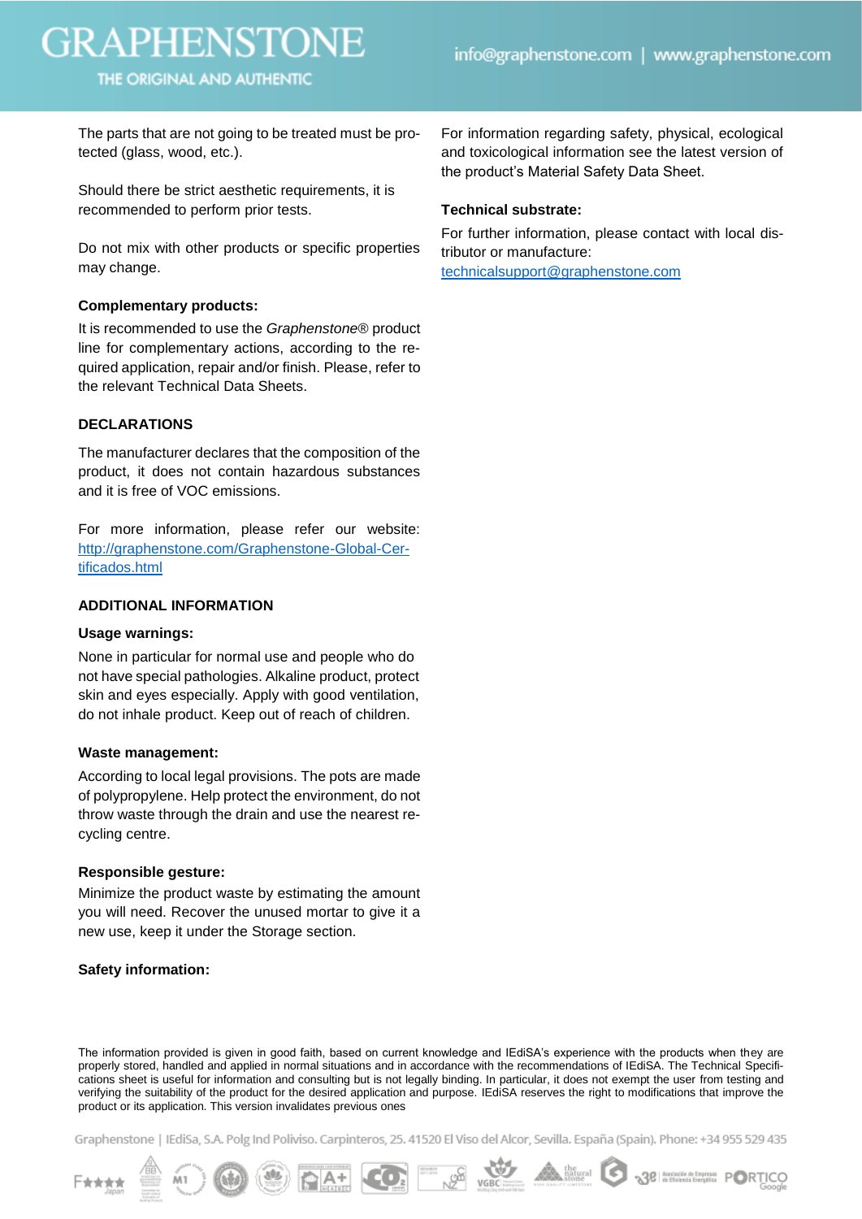The parts that are not going to be treated must be protected (glass, wood, etc.).

Should there be strict aesthetic requirements, it is recommended to perform prior tests.

Do not mix with other products or specific properties may change.

**Complementary products:**

It is recommended to use the *Graphenstone®* product line for complementary actions, according to the required application, repair and/or finish. Please, refer to the relevant Technical Data Sheets.

## DECLARATIONS

The manufacturer declares that the composition of the product, it does not contain hazardous substances and it is free of VOC emissions.

For more information, please refer our website: [http://graphenstone.com/Graphenstone-Global-Certificados.html](http://graphenstone.com/Graphenstone-Global-Certificados.html)

## ADDITIONAL INFORMATION

**Usage warnings:**

None in particular for normal use and people who do not have special pathologies. Alkaline product, protect skin and eyes especially. Apply with good ventilation, do not inhale product. Keep out of reach of children.

**Waste management:**

According to local legal provisions. The pots are made of polypropylene. Help protect the environment, do not throw waste through the drain and use the nearest recycling centre.

**Responsible gesture:**

Minimize the product waste by estimating the amount you will need. Recover the unused mortar to give it a new use, keep it under the Storage section.

**Safety information:**

For information regarding safety, physical, ecological and toxicological information see the latest version of the product's Material Safety Data Sheet.

**Technical substrate:**

For further information, please contact with local distributor or manufacture: [technicalsupport@graphenstone.com](mailto:technicalsupport@graphenstone.com)

The information provided is given in good faith, based on current knowledge and IEdiSA's experience with the products when they are properly stored, handled and applied in normal situations and in accordance with the recommendations of IEdiSA. The Technical Specifications Sheet is useful for information and consulting but is not legally binding. In particular, it does not exempt the user from testing and verifying the suitability of the product for the desired application and purpose. IEdiSA reserves the right to modifications that improve the product or its application. This version invalidates previous ones

Graphenstone | IEdiSa, S.A. Polg Ind Poliviso. Carpinteros, 25. 41520 El Viso del Alcor, Sevilla. España (Spain). Phone: +34 955 529 435